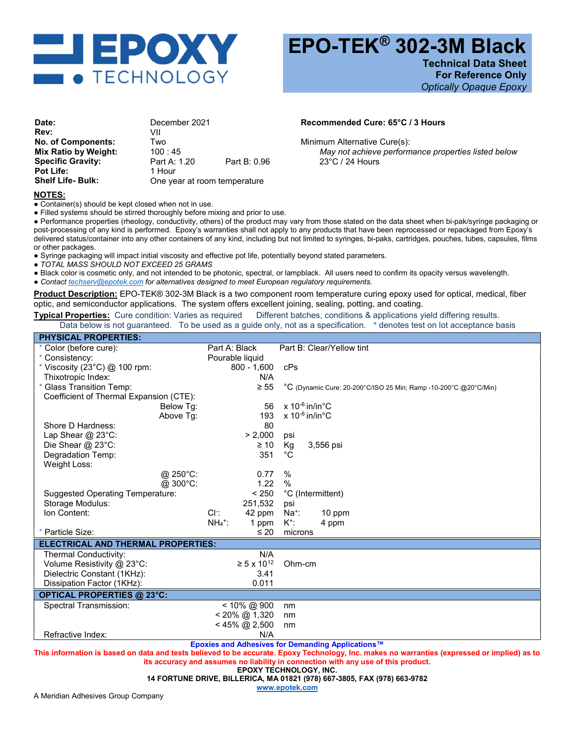# EPOXY TECHNOLOGY

# EPO-TEK® 302-3M Black

**Technical Data Sheet**
**For Reference Only**
*Optically Opaque Epoxy*

| | | |
|---|---|---|
| **Date:** | December 2021 | |
| **Rev:** | VII | |
| **No. of Components:** | Two | |
| **Mix Ratio by Weight:** | 100 : 45 | |
| **Specific Gravity:** | Part A: 1.20 | Part B: 0.96 |
| **Pot Life:** | 1 Hour | |
| **Shelf Life- Bulk:** | One year at room temperature | |

**Recommended Cure: 65°C / 3 Hours**

Minimum Alternative Cure(s):
*May not achieve performance properties listed below*
23°C / 24 Hours

**NOTES:**

- Container(s) should be kept closed when not in use.
- Filled systems should be stirred thoroughly before mixing and prior to use.
- Performance properties (rheology, conductivity, others) of the product may vary from those stated on the data sheet when bi-pak/syringe packaging or post-processing of any kind is performed. Epoxy's warranties shall not apply to any products that have been reprocessed or repackaged from Epoxy's delivered status/container into any other containers of any kind, including but not limited to syringes, bi-paks, cartridges, pouches, tubes, capsules, films or other packages.
- Syringe packaging will impact initial viscosity and effective pot life, potentially beyond stated parameters.
- *TOTAL MASS SHOULD NOT EXCEED 25 GRAMS*
- Black color is cosmetic only, and not intended to be photonic, spectral, or lampblack. All users need to confirm its opacity versus wavelength.
- *Contact techserv@epotek.com for alternatives designed to meet European regulatory requirements.*

**Product Description:** EPO-TEK® 302-3M Black is a two component room temperature curing epoxy used for optical, medical, fiber optic, and semiconductor applications. The system offers excellent joining, sealing, potting, and coating.

**Typical Properties:** Cure condition: Varies as required Different batches, conditions & applications yield differing results. Data below is not guaranteed. To be used as a guide only, not as a specification. * denotes test on lot acceptance basis

| **PHYSICAL PROPERTIES:** | | |
|---|---|---|
| * Color (before cure): | Part A: Black | Part B: Clear/Yellow tint |
| * Consistency: | Pourable liquid | |
| * Viscosity (23°C) @ 100 rpm: | 800 - 1,600 | cPs |
| Thixotropic Index: | N/A | |
| * Glass Transition Temp: | ≥ 55 | °C (Dynamic Cure: 20-200°C/ISO 25 Min; Ramp -10-200°C @20°C/Min) |
| Coefficient of Thermal Expansion (CTE): | | |
| Below Tg: | 56 | x $10^{-6}$ in/in°C |
| Above Tg: | 193 | x $10^{-6}$ in/in°C |
| Shore D Hardness: | 80 | |
| Lap Shear @ 23°C: | > 2,000 | psi |
| Die Shear @ 23°C: | ≥ 10 | Kg 3,556 psi |
| Degradation Temp: | 351 | °C |
| Weight Loss: | | |
| @ 250°C: | 0.77 | % |
| @ 300°C: | 1.22 | % |
| Suggested Operating Temperature: | < 250 | °C (Intermittent) |
| Storage Modulus: | 251,532 | psi |
| Ion Content: | $Cl^-$: 42 ppm | $Na^+$: 10 ppm |
| | $NH_4^+$: 1 ppm | $K^+$: 4 ppm |
| * Particle Size: | ≤ 20 | microns |
| **ELECTRICAL AND THERMAL PROPERTIES:** | | |
| Thermal Conductivity: | N/A | |
| Volume Resistivity @ 23°C: | ≥ 5 x $10^{12}$ | Ohm-cm |
| Dielectric Constant (1KHz): | 3.41 | |
| Dissipation Factor (1KHz): | 0.011 | |
| **OPTICAL PROPERTIES @ 23°C:** | | |
| Spectral Transmission: | < 10% @ 900 | nm |
| | < 20% @ 1,320 | nm |
| | < 45% @ 2,500 | nm |
| Refractive Index: | N/A | |

**Epoxies and Adhesives for Demanding Applications™**

**This information is based on data and tests believed to be accurate. Epoxy Technology, Inc. makes no warranties (expressed or implied) as to its accuracy and assumes no liability in connection with any use of this product.**

**EPOXY TECHNOLOGY, INC.**
**14 FORTUNE DRIVE, BILLERICA, MA 01821 (978) 667-3805, FAX (978) 663-9782**
**www.epotek.com**

A Meridian Adhesives Group Company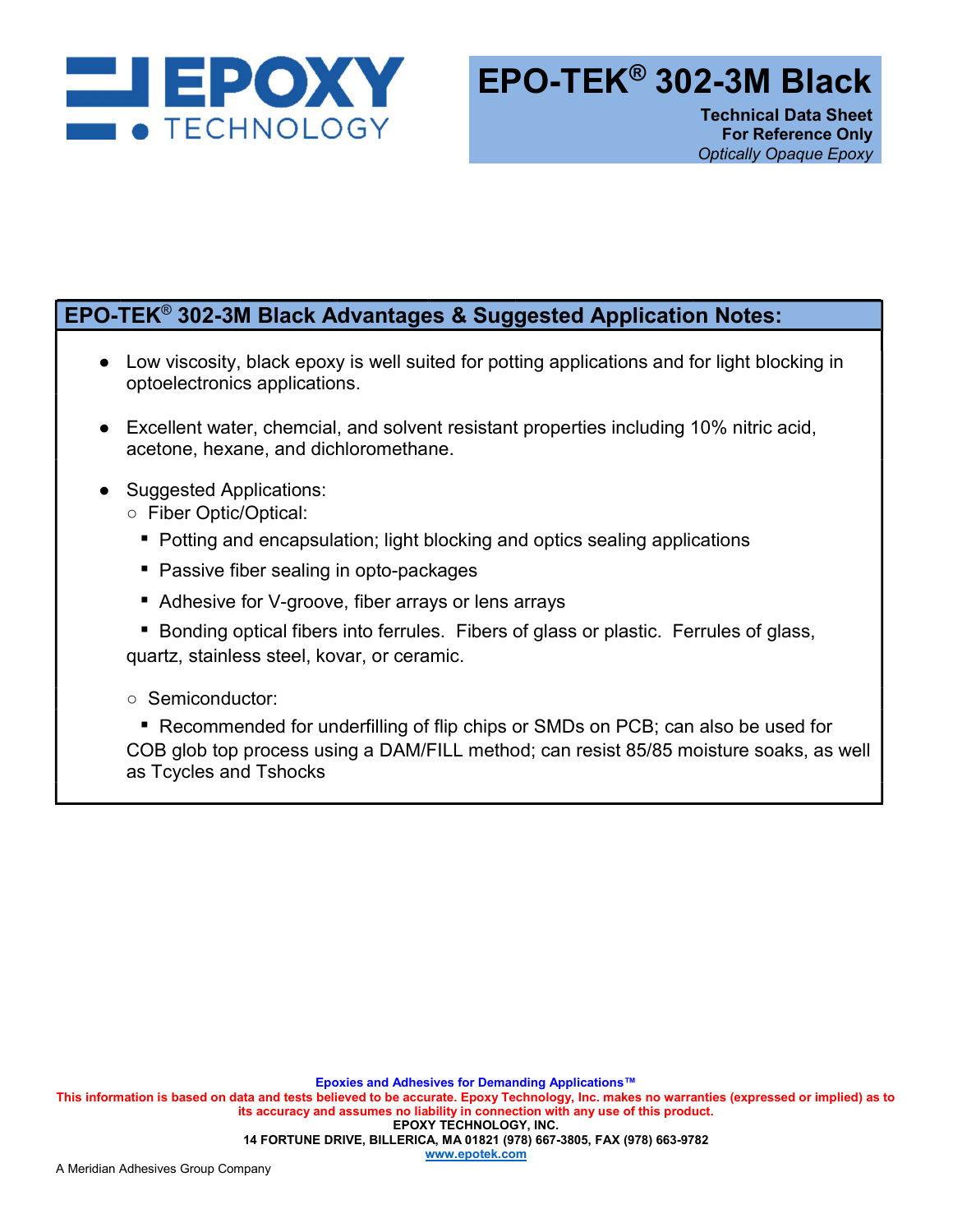# EPO-TEK® 302-3M Black

**Technical Data Sheet**
**For Reference Only**
*Optically Opaque Epoxy*

## EPO-TEK® 302-3M Black Advantages & Suggested Application Notes:

- Low viscosity, black epoxy is well suited for potting applications and for light blocking in optoelectronics applications.
- Excellent water, chemcial, and solvent resistant properties including 10% nitric acid, acetone, hexane, and dichloromethane.
- Suggested Applications:
  - Fiber Optic/Optical:
    - Potting and encapsulation; light blocking and optics sealing applications
    - Passive fiber sealing in opto-packages
    - Adhesive for V-groove, fiber arrays or lens arrays
    - Bonding optical fibers into ferrules. Fibers of glass or plastic. Ferrules of glass, quartz, stainless steel, kovar, or ceramic.
  - Semiconductor:
    - Recommended for underfilling of flip chips or SMDs on PCB; can also be used for COB glob top process using a DAM/FILL method; can resist 85/85 moisture soaks, as well as Tcycles and Tshocks

**Epoxies and Adhesives for Demanding Applications™**

**This information is based on data and tests believed to be accurate. Epoxy Technology, Inc. makes no warranties (expressed or implied) as to its accuracy and assumes no liability in connection with any use of this product.**

**EPOXY TECHNOLOGY, INC.**
**14 FORTUNE DRIVE, BILLERICA, MA 01821 (978) 667-3805, FAX (978) 663-9782**
**www.epotek.com**

A Meridian Adhesives Group Company